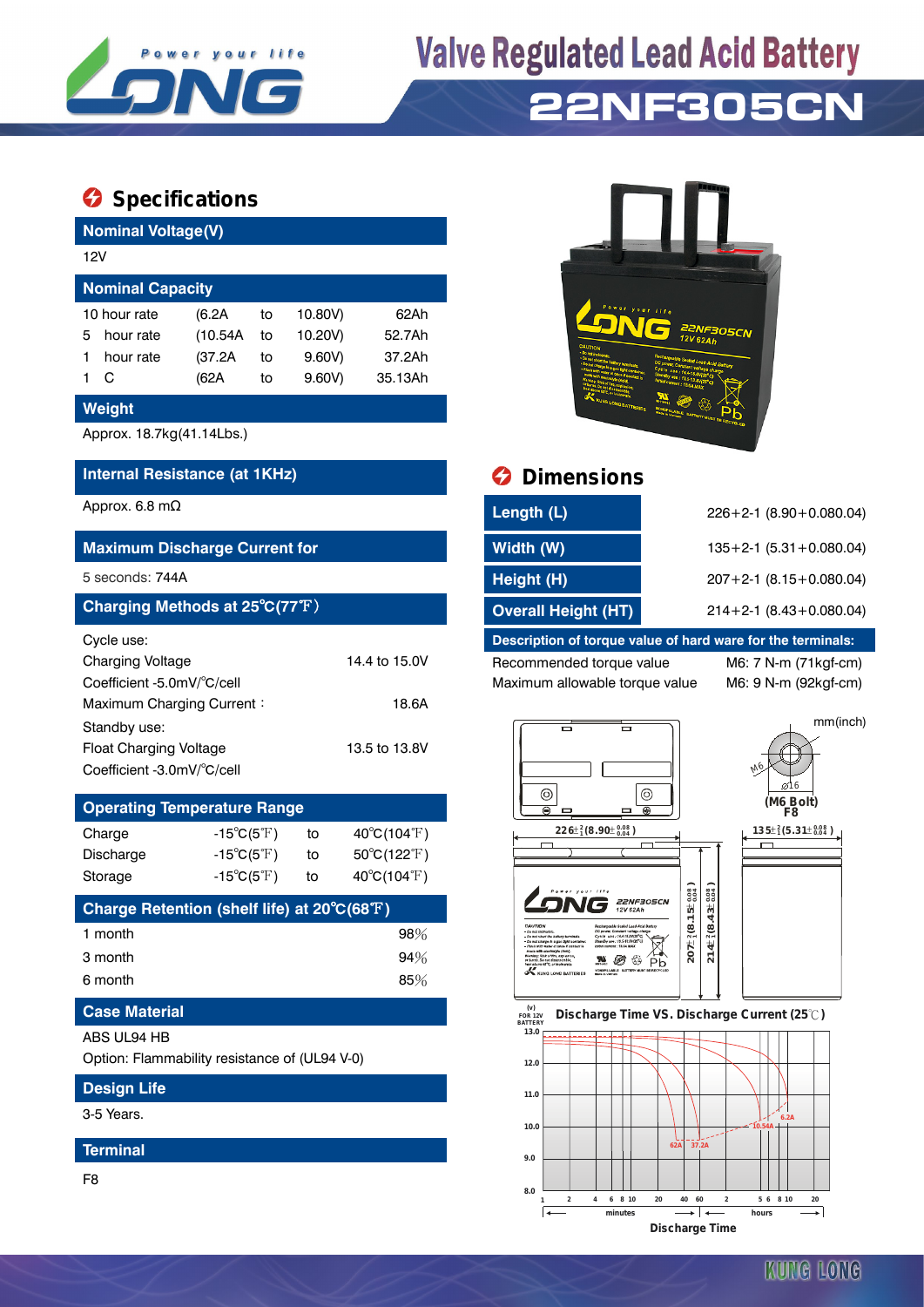# Valve Regulated Lead Acid Battery

# 22NF305CN

## Specifications

### Nominal Voltage(V)

12V

### Nominal Capacity

| | | | | |
|---|---|---|---|---|
| 10 hour rate | (6.2A | to | 10.80V) | 62Ah |
| 5 hour rate | (10.54A | to | 10.20V) | 52.7Ah |
| 1 hour rate | (37.2A | to | 9.60V) | 37.2Ah |
| 1 C | (62A | to | 9.60V) | 35.13Ah |

### Weight

Approx. 18.7kg(41.14Lbs.)

### Internal Resistance (at 1KHz)

Approx. 6.8 mΩ

### Maximum Discharge Current for

5 seconds: 744A

### Charging Methods at 25℃(77℉)

Cycle use:

| | |
|---|---|
| Charging Voltage | 14.4 to 15.0V |
| Coefficient -5.0mV/℃/cell | |
| Maximum Charging Current： | 18.6A |

Standby use:

| | |
|---|---|
| Float Charging Voltage | 13.5 to 13.8V |
| Coefficient -3.0mV/℃/cell | |

### Operating Temperature Range

| | | | |
|---|---|---|---|
| Charge | -15℃(5℉) | to | 40℃(104℉) |
| Discharge | -15℃(5℉) | to | 50℃(122℉) |
| Storage | -15℃(5℉) | to | 40℃(104℉) |

### Charge Retention (shelf life) at 20℃(68℉)

| | |
|---|---|
| 1 month | 98% |
| 3 month | 94% |
| 6 month | 85% |

### Case Material

ABS UL94 HB

Option: Flammability resistance of (UL94 V-0)

### Design Life

3-5 Years.

### Terminal

F8

## Dimensions

| | |
|---|---|
| Length (L) | 226+2-1 (8.90+0.080.04) |
| Width (W) | 135+2-1 (5.31+0.080.04) |
| Height (H) | 207+2-1 (8.15+0.080.04) |
| Overall Height (HT) | 214+2-1 (8.43+0.080.04) |

**Description of torque value of hard ware for the terminals:**

| | |
|---|---|
| Recommended torque value | M6: 7 N-m (71kgf-cm) |
| Maximum allowable torque value | M6: 9 N-m (92kgf-cm) |

mm(inch)

(M6 Bolt) F8

Discharge Time VS. Discharge Current (25℃)

Discharge Time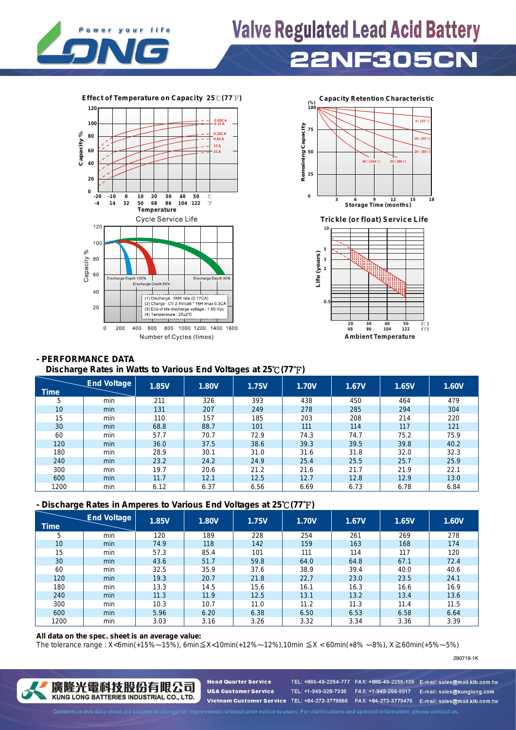# Valve Regulated Lead Acid Battery

## 22NF305CN

Power your life

**Effect of Temperature on Capacity 25℃(77℉)**

120
100
80
60
40
20
0
Capacity %
0.05CA
0.1CA
0.25CA
0.6CA
1CA
2CA
-20 -10 0 10 20 30 40 50 ℃
-4 14 32 50 68 86 104 122 ℉
Temperature

**Capacity Retention Characteristic**

(%)
100
75
50
25
0
Remaining Capacity
0℃(32℉)
10℃(50℉)
20℃(68℉)
40℃(104℉)
30℃(86℉)
3 6 9 12 15 18
Storage Time (months)

**Cycle Service Life**

120
100
80
60
40
20
Capacity %
Discharge Depth 100%
Discharge Depth 50%
Discharge Depth 30%
(1) Discharge : 5HR rate (0.17CA)
(2) Charge : CV 2.4V/cell * 16H Imax 0.3CA
(3) End of life discharge voltage : 1.65 Vpc
(4) Temperature : 25±2℃
0 200 400 600 800 1000 1200 1400 1600
Number of Cycles (times)

**Trickle (or float) Service Life**

10
5
3
2
0.5
Life (years)
20 30 40 50 (℃)
68 86 104 122 (℉)
Ambient Temperature

## - PERFORMANCE DATA

**Discharge Rates in Watts to Various End Voltages at 25℃(77℉)**

| Time | | 1.85V | 1.80V | 1.75V | 1.70V | 1.67V | 1.65V | 1.60V |
|---|---|---|---|---|---|---|---|---|
| 5 | min | 211 | 326 | 393 | 438 | 450 | 464 | 479 |
| 10 | min | 131 | 207 | 249 | 278 | 285 | 294 | 304 |
| 15 | min | 110 | 157 | 185 | 203 | 208 | 214 | 220 |
| 30 | min | 68.8 | 88.7 | 101 | 111 | 114 | 117 | 121 |
| 60 | min | 57.7 | 70.7 | 72.9 | 74.3 | 74.7 | 75.2 | 75.9 |
| 120 | min | 36.0 | 37.5 | 38.6 | 39.3 | 39.5 | 39.8 | 40.2 |
| 180 | min | 28.9 | 30.1 | 31.0 | 31.6 | 31.8 | 32.0 | 32.3 |
| 240 | min | 23.2 | 24.2 | 24.9 | 25.4 | 25.5 | 25.7 | 25.9 |
| 300 | min | 19.7 | 20.6 | 21.2 | 21.6 | 21.7 | 21.9 | 22.1 |
| 600 | min | 11.7 | 12.1 | 12.5 | 12.7 | 12.8 | 12.9 | 13.0 |
| 1200 | min | 6.12 | 6.37 | 6.56 | 6.69 | 6.73 | 6.78 | 6.84 |

**- Discharge Rates in Amperes to Various End Voltages at 25℃(77℉)**

| Time | | 1.85V | 1.80V | 1.75V | 1.70V | 1.67V | 1.65V | 1.60V |
|---|---|---|---|---|---|---|---|---|
| 5 | min | 120 | 189 | 228 | 254 | 261 | 269 | 278 |
| 10 | min | 74.9 | 118 | 142 | 159 | 163 | 168 | 174 |
| 15 | min | 57.3 | 85.4 | 101 | 111 | 114 | 117 | 120 |
| 30 | min | 43.6 | 51.7 | 59.8 | 64.0 | 64.8 | 67.1 | 72.4 |
| 60 | min | 32.5 | 35.9 | 37.6 | 38.9 | 39.4 | 40.0 | 40.6 |
| 120 | min | 19.3 | 20.7 | 21.8 | 22.7 | 23.0 | 23.5 | 24.1 |
| 180 | min | 13.3 | 14.5 | 15.6 | 16.1 | 16.3 | 16.6 | 16.9 |
| 240 | min | 11.3 | 11.9 | 12.5 | 13.1 | 13.2 | 13.4 | 13.6 |
| 300 | min | 10.3 | 10.7 | 11.0 | 11.2 | 11.3 | 11.4 | 11.5 |
| 600 | min | 5.96 | 6.20 | 6.38 | 6.50 | 6.53 | 6.58 | 6.64 |
| 1200 | min | 3.03 | 3.16 | 3.26 | 3.32 | 3.34 | 3.36 | 3.39 |

**All data on the spec. sheet is an average value:**

The tolerance range : X<6min(+15%~-15%), 6min≦X<10min(+12%~-12%),10min ≦X < 60min(+8% ~-8%), X≧60min(+5%~-5%)

290719-1K

廣隆光電科技股份有限公司
KUNG LONG BATTERIES INDUSTRIAL CO., LTD.

| | | | |
|---|---|---|---|
| Head Quarter Service | TEL: +886-49-2254-777 | FAX: +886-49-2255-139 | E-mail: sales@mail.klb.com.tw |
| USA Customer Service | TEL: +1-949-328-7936 | FAX: +1-949-266-9917 | E-mail: sales@kunglong.com |
| Vietnam Customer Service | TEL: +84-272-3779666 | FAX: +84-272-3779476 | E-mail: sales@mail.klb.com.tw |

Contents in this data sheet are subject to change for improvement without prior notice to users. For clarifications and updated information, please contact us.